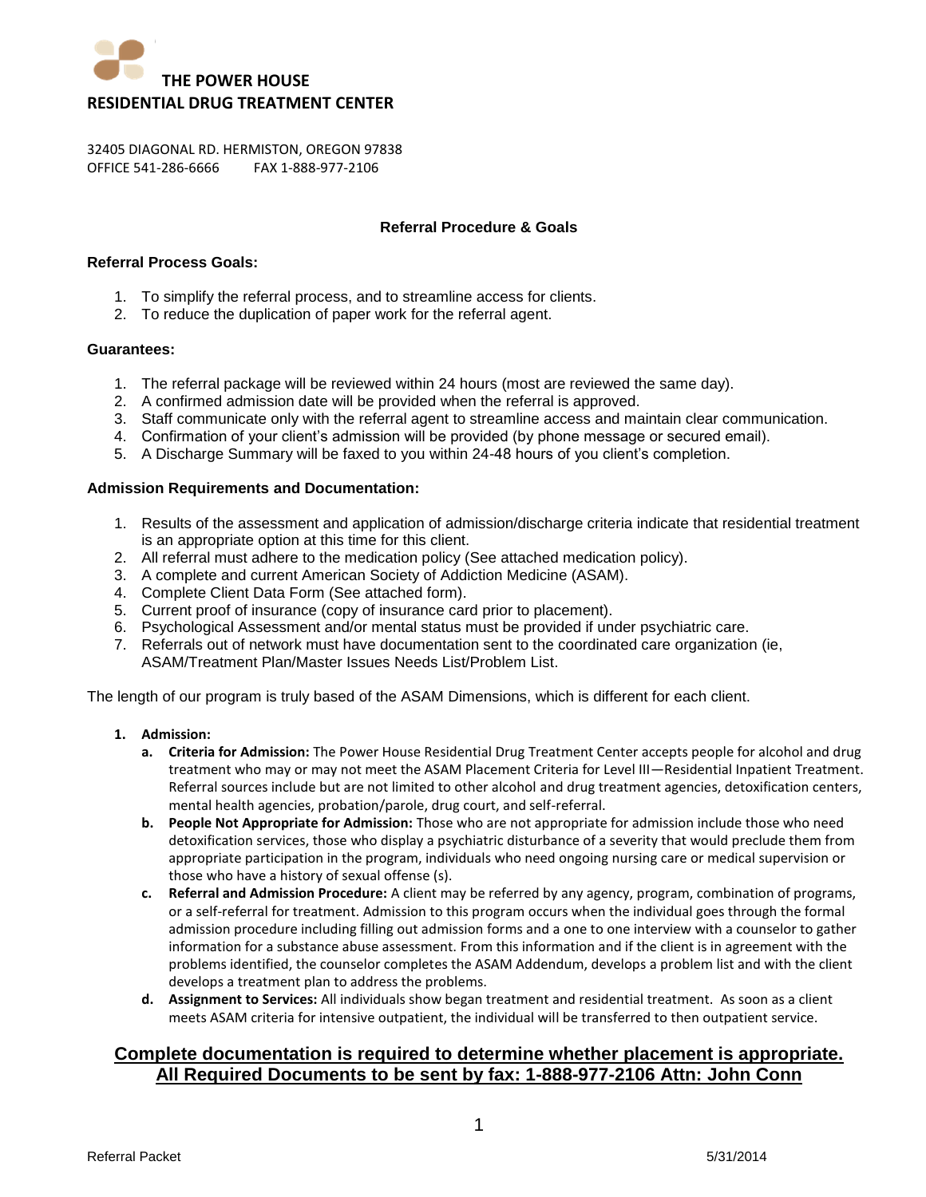# THE POWER HOUSE
## RESIDENTIAL DRUG TREATMENT CENTER

32405 DIAGONAL RD. HERMISTON, OREGON 97838
OFFICE 541-286-6666 FAX 1-888-977-2106

### Referral Procedure & Goals

**Referral Process Goals:**

1. To simplify the referral process, and to streamline access for clients.
2. To reduce the duplication of paper work for the referral agent.

**Guarantees:**

1. The referral package will be reviewed within 24 hours (most are reviewed the same day).
2. A confirmed admission date will be provided when the referral is approved.
3. Staff communicate only with the referral agent to streamline access and maintain clear communication.
4. Confirmation of your client's admission will be provided (by phone message or secured email).
5. A Discharge Summary will be faxed to you within 24-48 hours of you client's completion.

**Admission Requirements and Documentation:**

1. Results of the assessment and application of admission/discharge criteria indicate that residential treatment is an appropriate option at this time for this client.
2. All referral must adhere to the medication policy (See attached medication policy).
3. A complete and current American Society of Addiction Medicine (ASAM).
4. Complete Client Data Form (See attached form).
5. Current proof of insurance (copy of insurance card prior to placement).
6. Psychological Assessment and/or mental status must be provided if under psychiatric care.
7. Referrals out of network must have documentation sent to the coordinated care organization (ie, ASAM/Treatment Plan/Master Issues Needs List/Problem List.

The length of our program is truly based of the ASAM Dimensions, which is different for each client.

1. **Admission:**
   a. **Criteria for Admission:** The Power House Residential Drug Treatment Center accepts people for alcohol and drug treatment who may or may not meet the ASAM Placement Criteria for Level III—Residential Inpatient Treatment. Referral sources include but are not limited to other alcohol and drug treatment agencies, detoxification centers, mental health agencies, probation/parole, drug court, and self-referral.
   b. **People Not Appropriate for Admission:** Those who are not appropriate for admission include those who need detoxification services, those who display a psychiatric disturbance of a severity that would preclude them from appropriate participation in the program, individuals who need ongoing nursing care or medical supervision or those who have a history of sexual offense (s).
   c. **Referral and Admission Procedure:** A client may be referred by any agency, program, combination of programs, or a self-referral for treatment. Admission to this program occurs when the individual goes through the formal admission procedure including filling out admission forms and a one to one interview with a counselor to gather information for a substance abuse assessment. From this information and if the client is in agreement with the problems identified, the counselor completes the ASAM Addendum, develops a problem list and with the client develops a treatment plan to address the problems.
   d. **Assignment to Services:** All individuals show began treatment and residential treatment. As soon as a client meets ASAM criteria for intensive outpatient, the individual will be transferred to then outpatient service.

**<u>Complete documentation is required to determine whether placement is appropriate. All Required Documents to be sent by fax: 1-888-977-2106 Attn: John Conn</u>**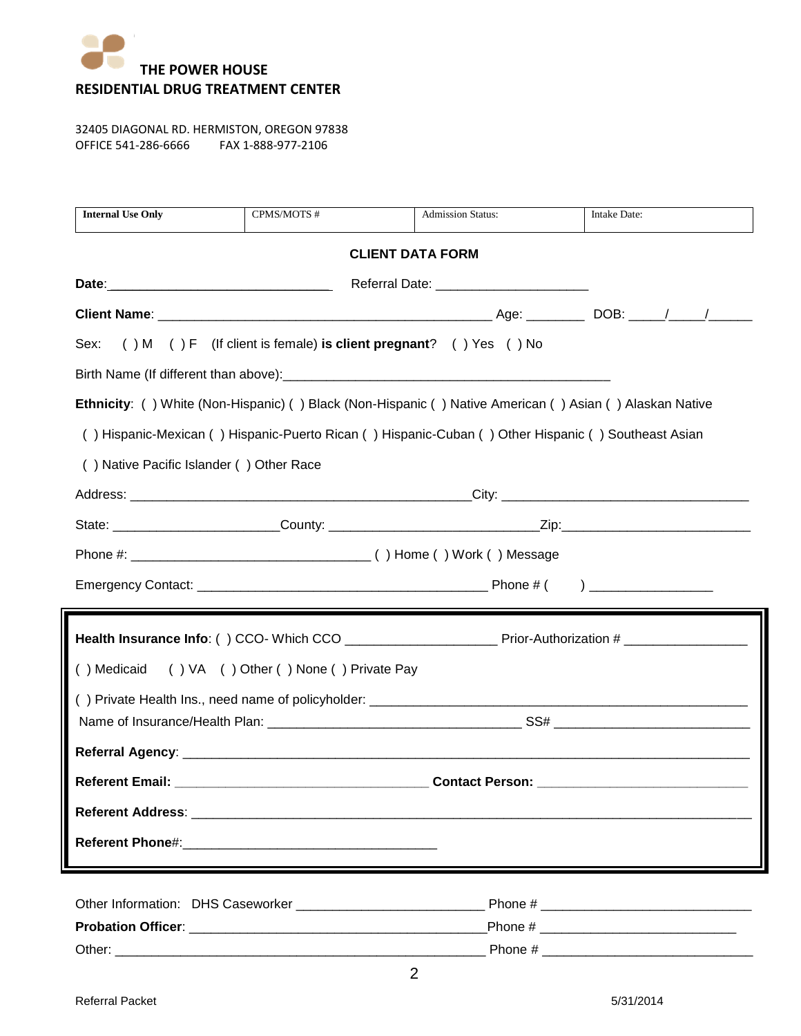**THE POWER HOUSE**
**RESIDENTIAL DRUG TREATMENT CENTER**

32405 DIAGONAL RD. HERMISTON, OREGON 97838
OFFICE 541-286-6666 FAX 1-888-977-2106

| **Internal Use Only** | CPMS/MOTS # | Admission Status: | Intake Date: |
|---|---|---|---|

## CLIENT DATA FORM

**Date**:______________________________ Referral Date: ____________________

**Client Name**: _____________________________________________ Age: ________ DOB: _____/_____/______

Sex: ( ) M ( ) F (If client is female) **is client pregnant**? ( ) Yes ( ) No

Birth Name (If different than above):____________________________________________

**Ethnicity**: ( ) White (Non-Hispanic) ( ) Black (Non-Hispanic ( ) Native American ( ) Asian ( ) Alaskan Native

( ) Hispanic-Mexican ( ) Hispanic-Puerto Rican ( ) Hispanic-Cuban ( ) Other Hispanic ( ) Southeast Asian

( ) Native Pacific Islander ( ) Other Race

Address: _____________________________________________City: _________________________________

State: _____________________County: ____________________________Zip:_________________________

Phone #: ________________________________ ( ) Home ( ) Work ( ) Message

Emergency Contact: _______________________________________ Phone # ( ) ________________

**Health Insurance Info**: ( ) CCO- Which CCO ____________________ Prior-Authorization # ________________

( ) Medicaid ( ) VA ( ) Other ( ) None ( ) Private Pay

( ) Private Health Ins., need name of policyholder: ___________________________________________________

Name of Insurance/Health Plan: __________________________________ SS# __________________________

**Referral Agency**: __________________________________________________________________________

**Referent Email:** __________________________________ **Contact Person:** ____________________________

**Referent Address**: _________________________________________________________________________

**Referent Phone**#:__________________________________

Other Information: DHS Caseworker ________________________ Phone # ____________________________

**Probation Officer**: ________________________________________Phone # __________________________

Other: __________________________________________________ Phone # ____________________________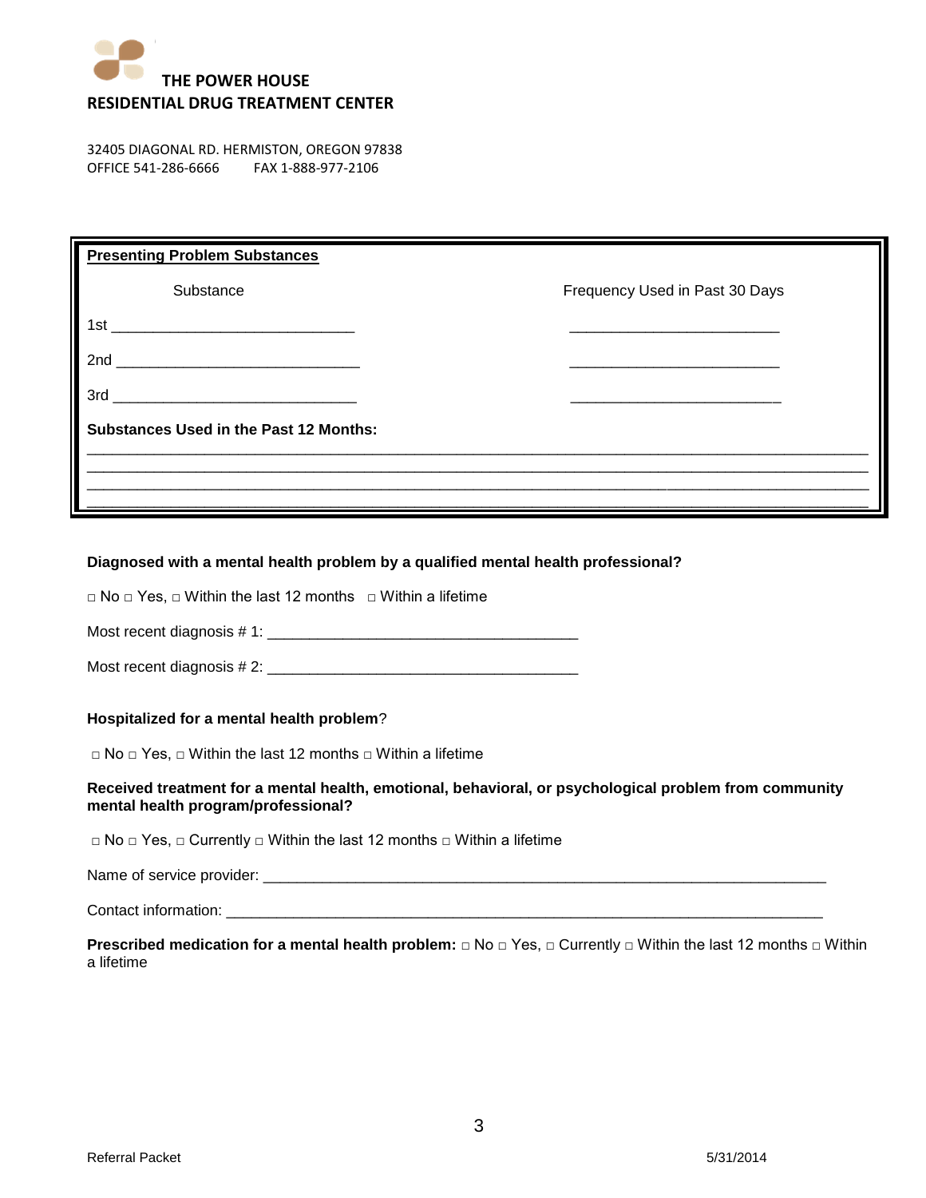**THE POWER HOUSE**
**RESIDENTIAL DRUG TREATMENT CENTER**

32405 DIAGONAL RD. HERMISTON, OREGON 97838
OFFICE 541-286-6666 FAX 1-888-977-2106

**<u>Presenting Problem Substances</u>**

| Substance | Frequency Used in Past 30 Days |
|---|---|
| 1st ____________________________ | ________________________ |
| 2nd ____________________________ | ________________________ |
| 3rd ____________________________ | ________________________ |

**Substances Used in the Past 12 Months:**

_____________________________________________________________________________________________

_____________________________________________________________________________________________

_____________________________________________________________________________________________

_____________________________________________________________________________________________

**Diagnosed with a mental health problem by a qualified mental health professional?**

□ No □ Yes, □ Within the last 12 months □ Within a lifetime

Most recent diagnosis # 1: ____________________________________

Most recent diagnosis # 2: ____________________________________

**Hospitalized for a mental health problem**?

□ No □ Yes, □ Within the last 12 months □ Within a lifetime

**Received treatment for a mental health, emotional, behavioral, or psychological problem from community mental health program/professional?**

□ No □ Yes, □ Currently □ Within the last 12 months □ Within a lifetime

Name of service provider: _________________________________________________________________

Contact information: ______________________________________________________________________

**Prescribed medication for a mental health problem:** □ No □ Yes, □ Currently □ Within the last 12 months □ Within a lifetime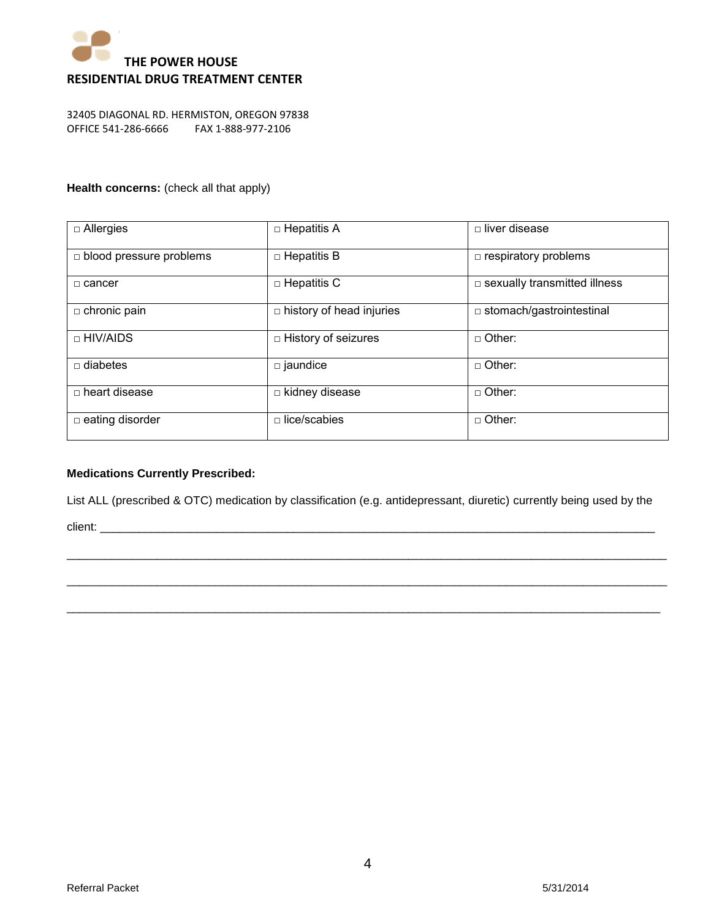**THE POWER HOUSE**
**RESIDENTIAL DRUG TREATMENT CENTER**

32405 DIAGONAL RD. HERMISTON, OREGON 97838
OFFICE 541-286-6666 FAX 1-888-977-2106

**Health concerns:** (check all that apply)

| | | |
|---|---|---|
| □ Allergies | □ Hepatitis A | □ liver disease |
| □ blood pressure problems | □ Hepatitis B | □ respiratory problems |
| □ cancer | □ Hepatitis C | □ sexually transmitted illness |
| □ chronic pain | □ history of head injuries | □ stomach/gastrointestinal |
| □ HIV/AIDS | □ History of seizures | □ Other: |
| □ diabetes | □ jaundice | □ Other: |
| □ heart disease | □ kidney disease | □ Other: |
| □ eating disorder | □ lice/scabies | □ Other: |

**Medications Currently Prescribed:**

List ALL (prescribed & OTC) medication by classification (e.g. antidepressant, diuretic) currently being used by the client: ___________________________________________________________________________

_____________________________________________________________________________________

_____________________________________________________________________________________

_____________________________________________________________________________________

Referral Packet 5/31/2014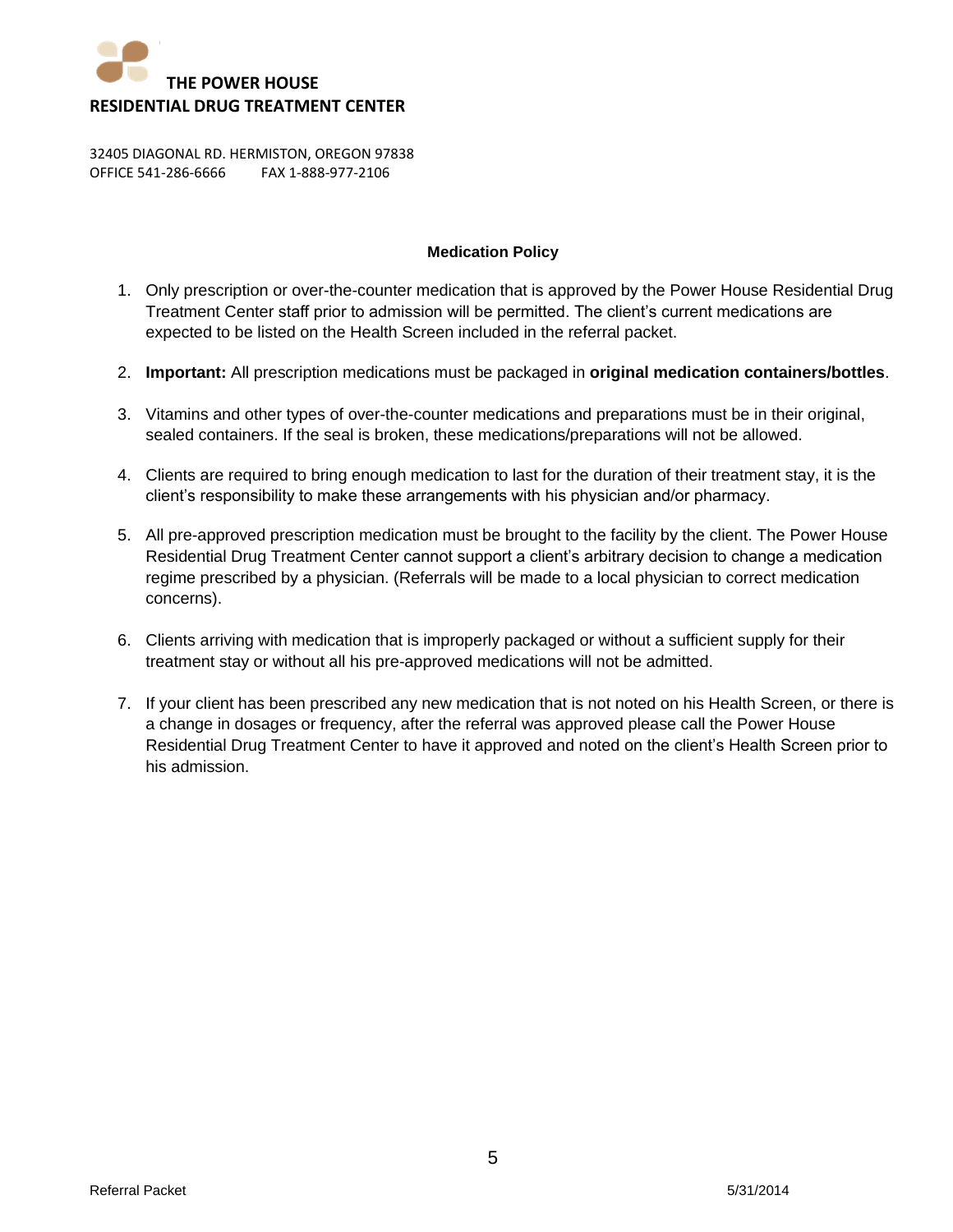**THE POWER HOUSE**
**RESIDENTIAL DRUG TREATMENT CENTER**

32405 DIAGONAL RD. HERMISTON, OREGON 97838
OFFICE 541-286-6666 FAX 1-888-977-2106

## Medication Policy

1. Only prescription or over-the-counter medication that is approved by the Power House Residential Drug Treatment Center staff prior to admission will be permitted. The client's current medications are expected to be listed on the Health Screen included in the referral packet.

2. **Important:** All prescription medications must be packaged in **original medication containers/bottles**.

3. Vitamins and other types of over-the-counter medications and preparations must be in their original, sealed containers. If the seal is broken, these medications/preparations will not be allowed.

4. Clients are required to bring enough medication to last for the duration of their treatment stay, it is the client's responsibility to make these arrangements with his physician and/or pharmacy.

5. All pre-approved prescription medication must be brought to the facility by the client. The Power House Residential Drug Treatment Center cannot support a client's arbitrary decision to change a medication regime prescribed by a physician. (Referrals will be made to a local physician to correct medication concerns).

6. Clients arriving with medication that is improperly packaged or without a sufficient supply for their treatment stay or without all his pre-approved medications will not be admitted.

7. If your client has been prescribed any new medication that is not noted on his Health Screen, or there is a change in dosages or frequency, after the referral was approved please call the Power House Residential Drug Treatment Center to have it approved and noted on the client's Health Screen prior to his admission.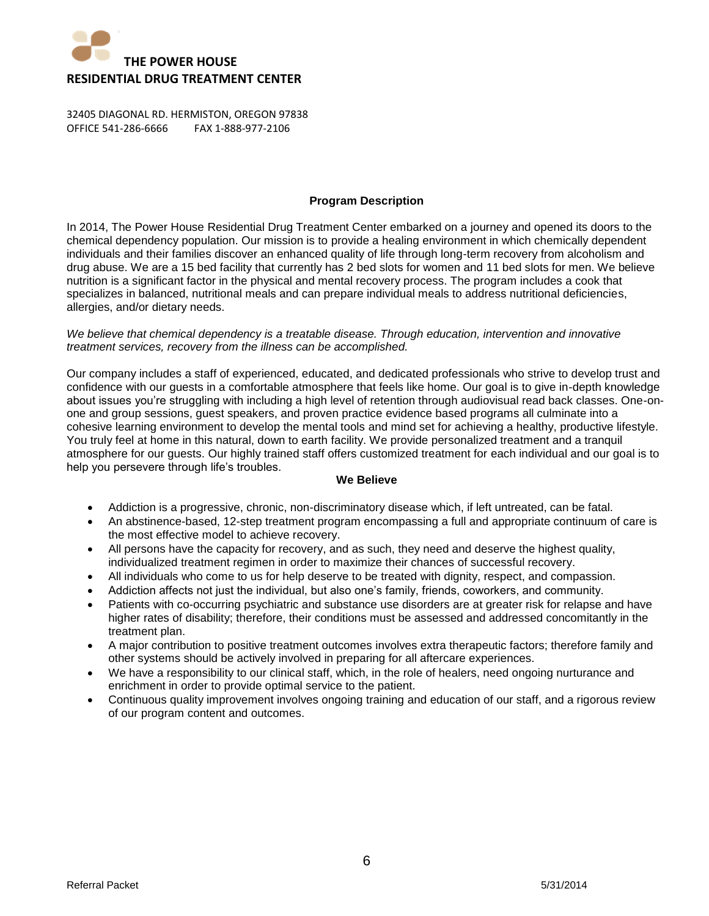# THE POWER HOUSE
## RESIDENTIAL DRUG TREATMENT CENTER

32405 DIAGONAL RD. HERMISTON, OREGON 97838
OFFICE 541-286-6666 FAX 1-888-977-2106

### Program Description

In 2014, The Power House Residential Drug Treatment Center embarked on a journey and opened its doors to the chemical dependency population. Our mission is to provide a healing environment in which chemically dependent individuals and their families discover an enhanced quality of life through long-term recovery from alcoholism and drug abuse. We are a 15 bed facility that currently has 2 bed slots for women and 11 bed slots for men. We believe nutrition is a significant factor in the physical and mental recovery process. The program includes a cook that specializes in balanced, nutritional meals and can prepare individual meals to address nutritional deficiencies, allergies, and/or dietary needs.

*We believe that chemical dependency is a treatable disease. Through education, intervention and innovative treatment services, recovery from the illness can be accomplished.*

Our company includes a staff of experienced, educated, and dedicated professionals who strive to develop trust and confidence with our guests in a comfortable atmosphere that feels like home. Our goal is to give in-depth knowledge about issues you're struggling with including a high level of retention through audiovisual read back classes. One-on-one and group sessions, guest speakers, and proven practice evidence based programs all culminate into a cohesive learning environment to develop the mental tools and mind set for achieving a healthy, productive lifestyle. You truly feel at home in this natural, down to earth facility. We provide personalized treatment and a tranquil atmosphere for our guests. Our highly trained staff offers customized treatment for each individual and our goal is to help you persevere through life's troubles.

### We Believe

- Addiction is a progressive, chronic, non-discriminatory disease which, if left untreated, can be fatal.
- An abstinence-based, 12-step treatment program encompassing a full and appropriate continuum of care is the most effective model to achieve recovery.
- All persons have the capacity for recovery, and as such, they need and deserve the highest quality, individualized treatment regimen in order to maximize their chances of successful recovery.
- All individuals who come to us for help deserve to be treated with dignity, respect, and compassion.
- Addiction affects not just the individual, but also one's family, friends, coworkers, and community.
- Patients with co-occurring psychiatric and substance use disorders are at greater risk for relapse and have higher rates of disability; therefore, their conditions must be assessed and addressed concomitantly in the treatment plan.
- A major contribution to positive treatment outcomes involves extra therapeutic factors; therefore family and other systems should be actively involved in preparing for all aftercare experiences.
- We have a responsibility to our clinical staff, which, in the role of healers, need ongoing nurturance and enrichment in order to provide optimal service to the patient.
- Continuous quality improvement involves ongoing training and education of our staff, and a rigorous review of our program content and outcomes.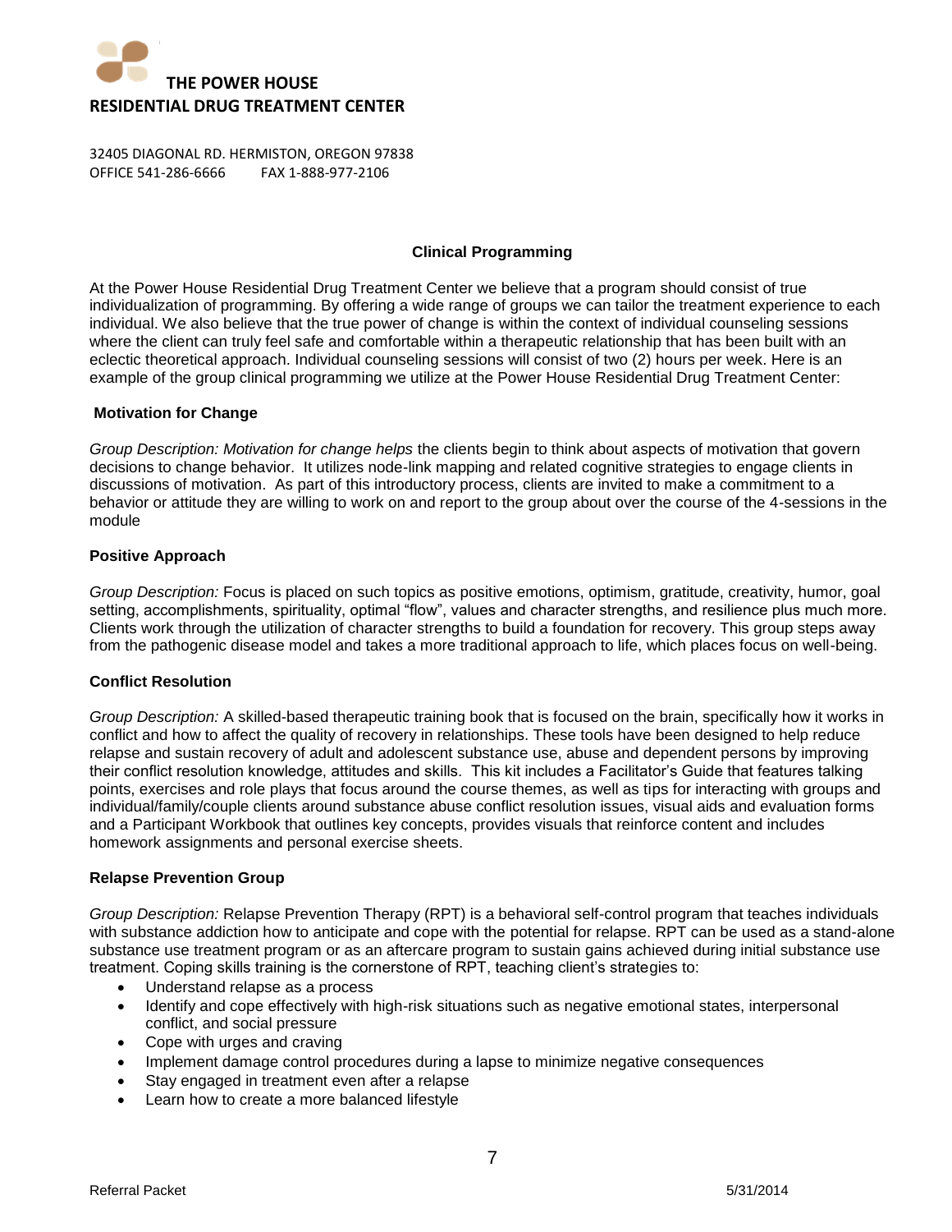**THE POWER HOUSE**
**RESIDENTIAL DRUG TREATMENT CENTER**

32405 DIAGONAL RD. HERMISTON, OREGON 97838
OFFICE 541-286-6666 FAX 1-888-977-2106

## Clinical Programming

At the Power House Residential Drug Treatment Center we believe that a program should consist of true individualization of programming. By offering a wide range of groups we can tailor the treatment experience to each individual. We also believe that the true power of change is within the context of individual counseling sessions where the client can truly feel safe and comfortable within a therapeutic relationship that has been built with an eclectic theoretical approach. Individual counseling sessions will consist of two (2) hours per week. Here is an example of the group clinical programming we utilize at the Power House Residential Drug Treatment Center:

### Motivation for Change

*Group Description: Motivation for change helps* the clients begin to think about aspects of motivation that govern decisions to change behavior. It utilizes node-link mapping and related cognitive strategies to engage clients in discussions of motivation. As part of this introductory process, clients are invited to make a commitment to a behavior or attitude they are willing to work on and report to the group about over the course of the 4-sessions in the module

### Positive Approach

*Group Description:* Focus is placed on such topics as positive emotions, optimism, gratitude, creativity, humor, goal setting, accomplishments, spirituality, optimal "flow", values and character strengths, and resilience plus much more. Clients work through the utilization of character strengths to build a foundation for recovery. This group steps away from the pathogenic disease model and takes a more traditional approach to life, which places focus on well-being.

### Conflict Resolution

*Group Description:* A skilled-based therapeutic training book that is focused on the brain, specifically how it works in conflict and how to affect the quality of recovery in relationships. These tools have been designed to help reduce relapse and sustain recovery of adult and adolescent substance use, abuse and dependent persons by improving their conflict resolution knowledge, attitudes and skills. This kit includes a Facilitator's Guide that features talking points, exercises and role plays that focus around the course themes, as well as tips for interacting with groups and individual/family/couple clients around substance abuse conflict resolution issues, visual aids and evaluation forms and a Participant Workbook that outlines key concepts, provides visuals that reinforce content and includes homework assignments and personal exercise sheets.

### Relapse Prevention Group

*Group Description:* Relapse Prevention Therapy (RPT) is a behavioral self-control program that teaches individuals with substance addiction how to anticipate and cope with the potential for relapse. RPT can be used as a stand-alone substance use treatment program or as an aftercare program to sustain gains achieved during initial substance use treatment. Coping skills training is the cornerstone of RPT, teaching client's strategies to:

- Understand relapse as a process
- Identify and cope effectively with high-risk situations such as negative emotional states, interpersonal conflict, and social pressure
- Cope with urges and craving
- Implement damage control procedures during a lapse to minimize negative consequences
- Stay engaged in treatment even after a relapse
- Learn how to create a more balanced lifestyle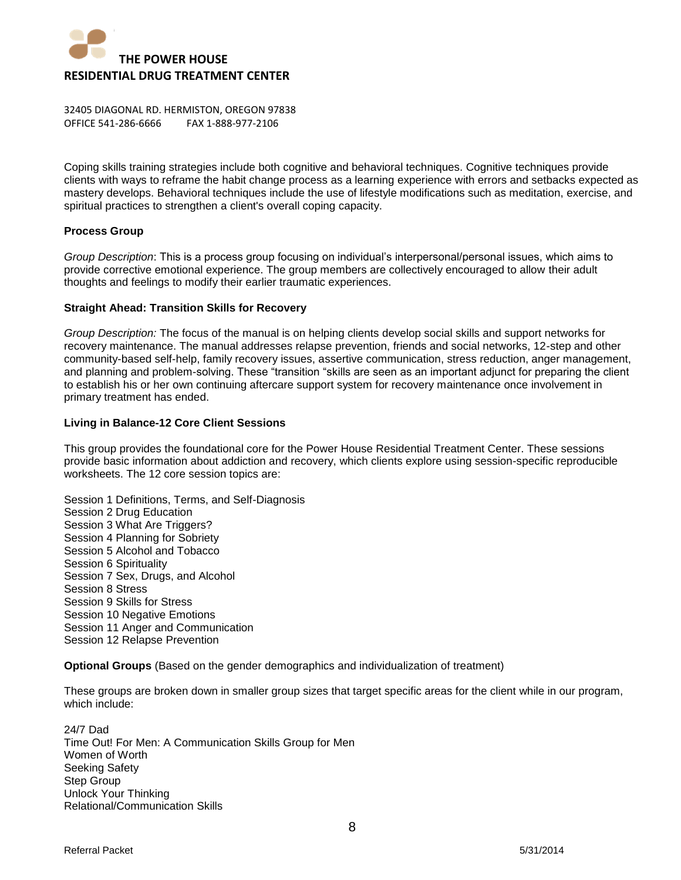Coping skills training strategies include both cognitive and behavioral techniques. Cognitive techniques provide clients with ways to reframe the habit change process as a learning experience with errors and setbacks expected as mastery develops. Behavioral techniques include the use of lifestyle modifications such as meditation, exercise, and spiritual practices to strengthen a client's overall coping capacity.

**Process Group**

*Group Description*: This is a process group focusing on individual's interpersonal/personal issues, which aims to provide corrective emotional experience. The group members are collectively encouraged to allow their adult thoughts and feelings to modify their earlier traumatic experiences.

**Straight Ahead: Transition Skills for Recovery**

*Group Description:* The focus of the manual is on helping clients develop social skills and support networks for recovery maintenance. The manual addresses relapse prevention, friends and social networks, 12-step and other community-based self-help, family recovery issues, assertive communication, stress reduction, anger management, and planning and problem-solving. These "transition "skills are seen as an important adjunct for preparing the client to establish his or her own continuing aftercare support system for recovery maintenance once involvement in primary treatment has ended.

**Living in Balance-12 Core Client Sessions**

This group provides the foundational core for the Power House Residential Treatment Center. These sessions provide basic information about addiction and recovery, which clients explore using session-specific reproducible worksheets. The 12 core session topics are:

Session 1 Definitions, Terms, and Self-Diagnosis
Session 2 Drug Education
Session 3 What Are Triggers?
Session 4 Planning for Sobriety
Session 5 Alcohol and Tobacco
Session 6 Spirituality
Session 7 Sex, Drugs, and Alcohol
Session 8 Stress
Session 9 Skills for Stress
Session 10 Negative Emotions
Session 11 Anger and Communication
Session 12 Relapse Prevention

**Optional Groups** (Based on the gender demographics and individualization of treatment)

These groups are broken down in smaller group sizes that target specific areas for the client while in our program, which include:

24/7 Dad
Time Out! For Men: A Communication Skills Group for Men
Women of Worth
Seeking Safety
Step Group
Unlock Your Thinking
Relational/Communication Skills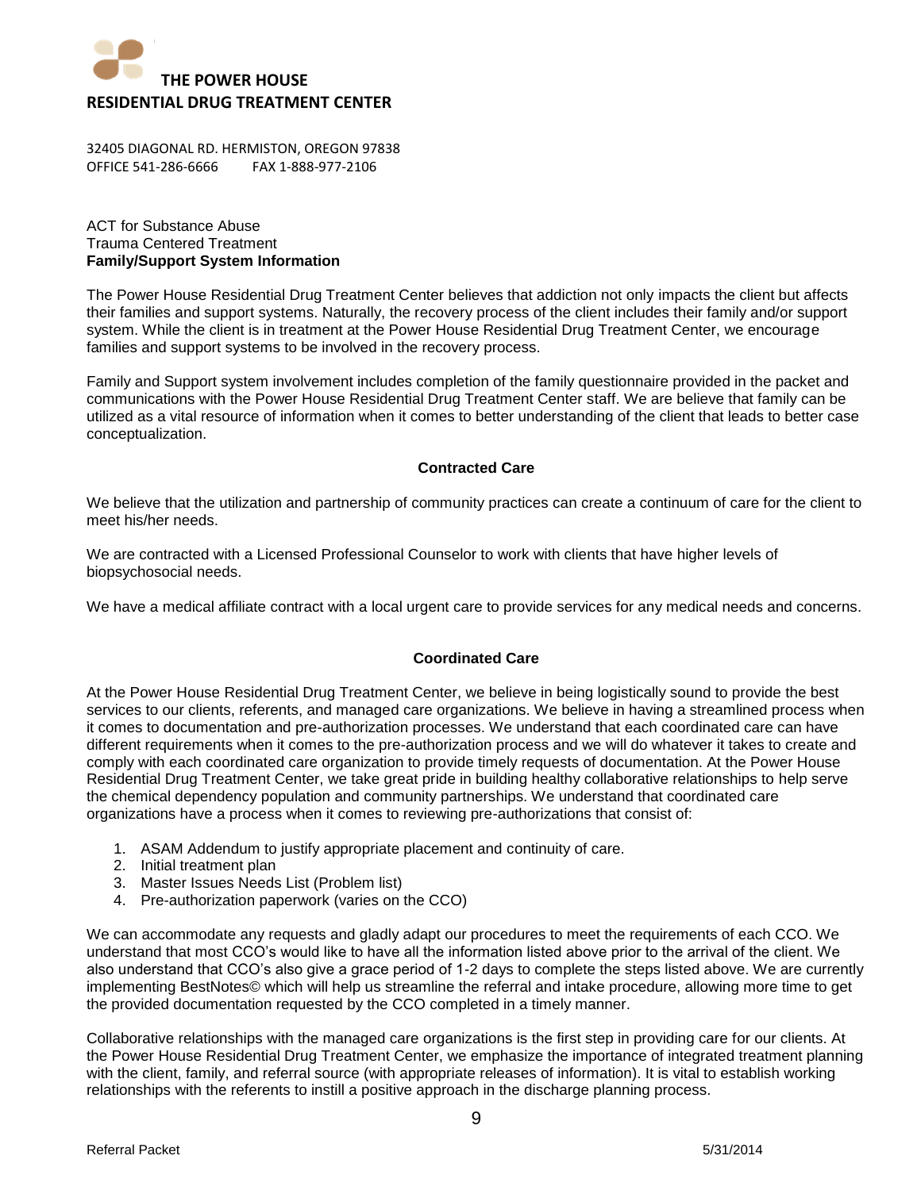**THE POWER HOUSE**
**RESIDENTIAL DRUG TREATMENT CENTER**

32405 DIAGONAL RD. HERMISTON, OREGON 97838
OFFICE 541-286-6666 FAX 1-888-977-2106

ACT for Substance Abuse
Trauma Centered Treatment
**Family/Support System Information**

The Power House Residential Drug Treatment Center believes that addiction not only impacts the client but affects their families and support systems. Naturally, the recovery process of the client includes their family and/or support system. While the client is in treatment at the Power House Residential Drug Treatment Center, we encourage families and support systems to be involved in the recovery process.

Family and Support system involvement includes completion of the family questionnaire provided in the packet and communications with the Power House Residential Drug Treatment Center staff. We are believe that family can be utilized as a vital resource of information when it comes to better understanding of the client that leads to better case conceptualization.

## Contracted Care

We believe that the utilization and partnership of community practices can create a continuum of care for the client to meet his/her needs.

We are contracted with a Licensed Professional Counselor to work with clients that have higher levels of biopsychosocial needs.

We have a medical affiliate contract with a local urgent care to provide services for any medical needs and concerns.

## Coordinated Care

At the Power House Residential Drug Treatment Center, we believe in being logistically sound to provide the best services to our clients, referents, and managed care organizations. We believe in having a streamlined process when it comes to documentation and pre-authorization processes. We understand that each coordinated care can have different requirements when it comes to the pre-authorization process and we will do whatever it takes to create and comply with each coordinated care organization to provide timely requests of documentation. At the Power House Residential Drug Treatment Center, we take great pride in building healthy collaborative relationships to help serve the chemical dependency population and community partnerships. We understand that coordinated care organizations have a process when it comes to reviewing pre-authorizations that consist of:

1. ASAM Addendum to justify appropriate placement and continuity of care.
2. Initial treatment plan
3. Master Issues Needs List (Problem list)
4. Pre-authorization paperwork (varies on the CCO)

We can accommodate any requests and gladly adapt our procedures to meet the requirements of each CCO. We understand that most CCO's would like to have all the information listed above prior to the arrival of the client. We also understand that CCO's also give a grace period of 1-2 days to complete the steps listed above. We are currently implementing BestNotes© which will help us streamline the referral and intake procedure, allowing more time to get the provided documentation requested by the CCO completed in a timely manner.

Collaborative relationships with the managed care organizations is the first step in providing care for our clients. At the Power House Residential Drug Treatment Center, we emphasize the importance of integrated treatment planning with the client, family, and referral source (with appropriate releases of information). It is vital to establish working relationships with the referents to instill a positive approach in the discharge planning process.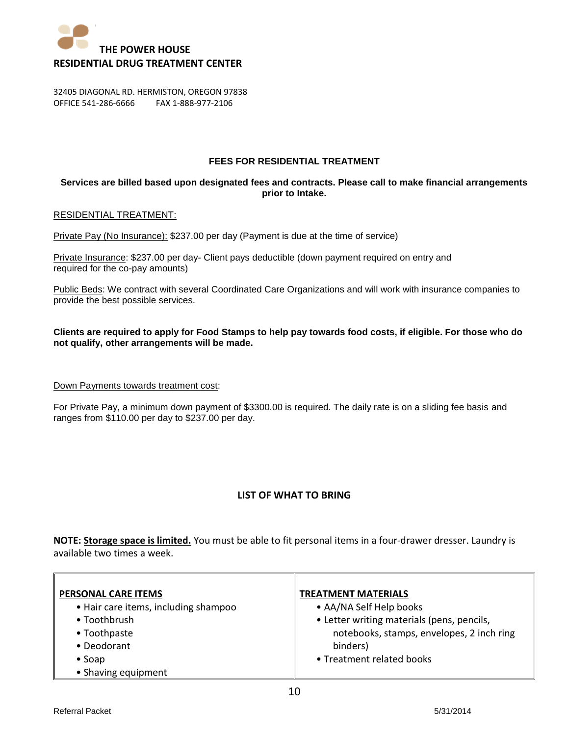# THE POWER HOUSE
## RESIDENTIAL DRUG TREATMENT CENTER

32405 DIAGONAL RD. HERMISTON, OREGON 97838
OFFICE 541-286-6666    FAX 1-888-977-2106

### FEES FOR RESIDENTIAL TREATMENT

**Services are billed based upon designated fees and contracts. Please call to make financial arrangements prior to Intake.**

RESIDENTIAL TREATMENT:

Private Pay (No Insurance): $237.00 per day (Payment is due at the time of service)

Private Insurance: $237.00 per day- Client pays deductible (down payment required on entry and required for the co-pay amounts)

Public Beds: We contract with several Coordinated Care Organizations and will work with insurance companies to provide the best possible services.

**Clients are required to apply for Food Stamps to help pay towards food costs, if eligible. For those who do not qualify, other arrangements will be made.**

Down Payments towards treatment cost:

For Private Pay, a minimum down payment of $3300.00 is required. The daily rate is on a sliding fee basis and ranges from $110.00 per day to $237.00 per day.

### LIST OF WHAT TO BRING

**NOTE: Storage space is limited.** You must be able to fit personal items in a four-drawer dresser. Laundry is available two times a week.

| PERSONAL CARE ITEMS | TREATMENT MATERIALS |
| --- | --- |
| • Hair care items, including shampoo<br>• Toothbrush<br>• Toothpaste<br>• Deodorant<br>• Soap<br>• Shaving equipment | • AA/NA Self Help books<br>• Letter writing materials (pens, pencils, notebooks, stamps, envelopes, 2 inch ring binders)<br>• Treatment related books |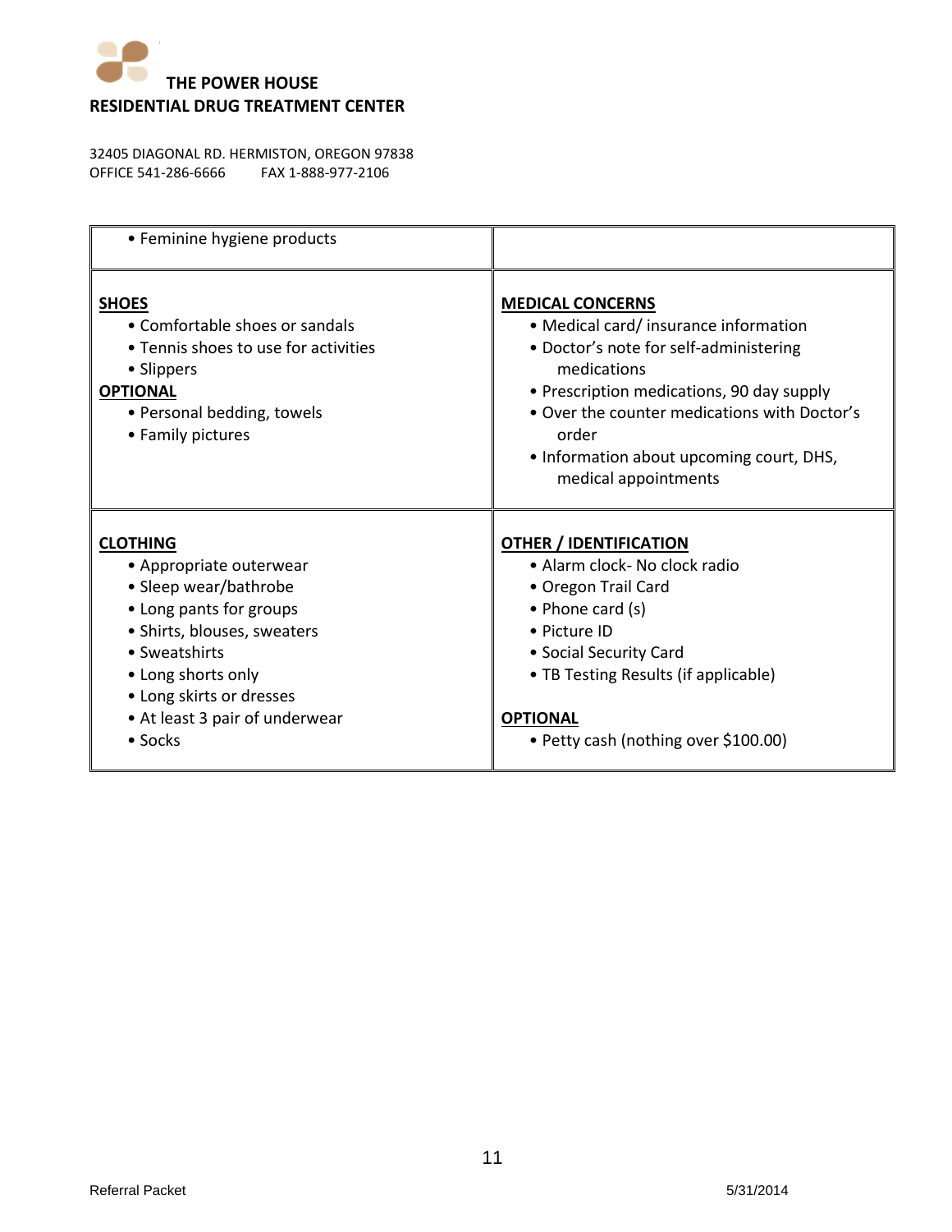**THE POWER HOUSE**
**RESIDENTIAL DRUG TREATMENT CENTER**

32405 DIAGONAL RD. HERMISTON, OREGON 97838
OFFICE 541-286-6666 FAX 1-888-977-2106

| | |
|---|---|
| • Feminine hygiene products | |
| **SHOES**<br>• Comfortable shoes or sandals<br>• Tennis shoes to use for activities<br>• Slippers<br>**OPTIONAL**<br>• Personal bedding, towels<br>• Family pictures | **MEDICAL CONCERNS**<br>• Medical card/ insurance information<br>• Doctor's note for self-administering medications<br>• Prescription medications, 90 day supply<br>• Over the counter medications with Doctor's order<br>• Information about upcoming court, DHS, medical appointments |
| **CLOTHING**<br>• Appropriate outerwear<br>• Sleep wear/bathrobe<br>• Long pants for groups<br>• Shirts, blouses, sweaters<br>• Sweatshirts<br>• Long shorts only<br>• Long skirts or dresses<br>• At least 3 pair of underwear<br>• Socks | **OTHER / IDENTIFICATION**<br>• Alarm clock- No clock radio<br>• Oregon Trail Card<br>• Phone card (s)<br>• Picture ID<br>• Social Security Card<br>• TB Testing Results (if applicable)<br><br>**OPTIONAL**<br>• Petty cash (nothing over $100.00) |